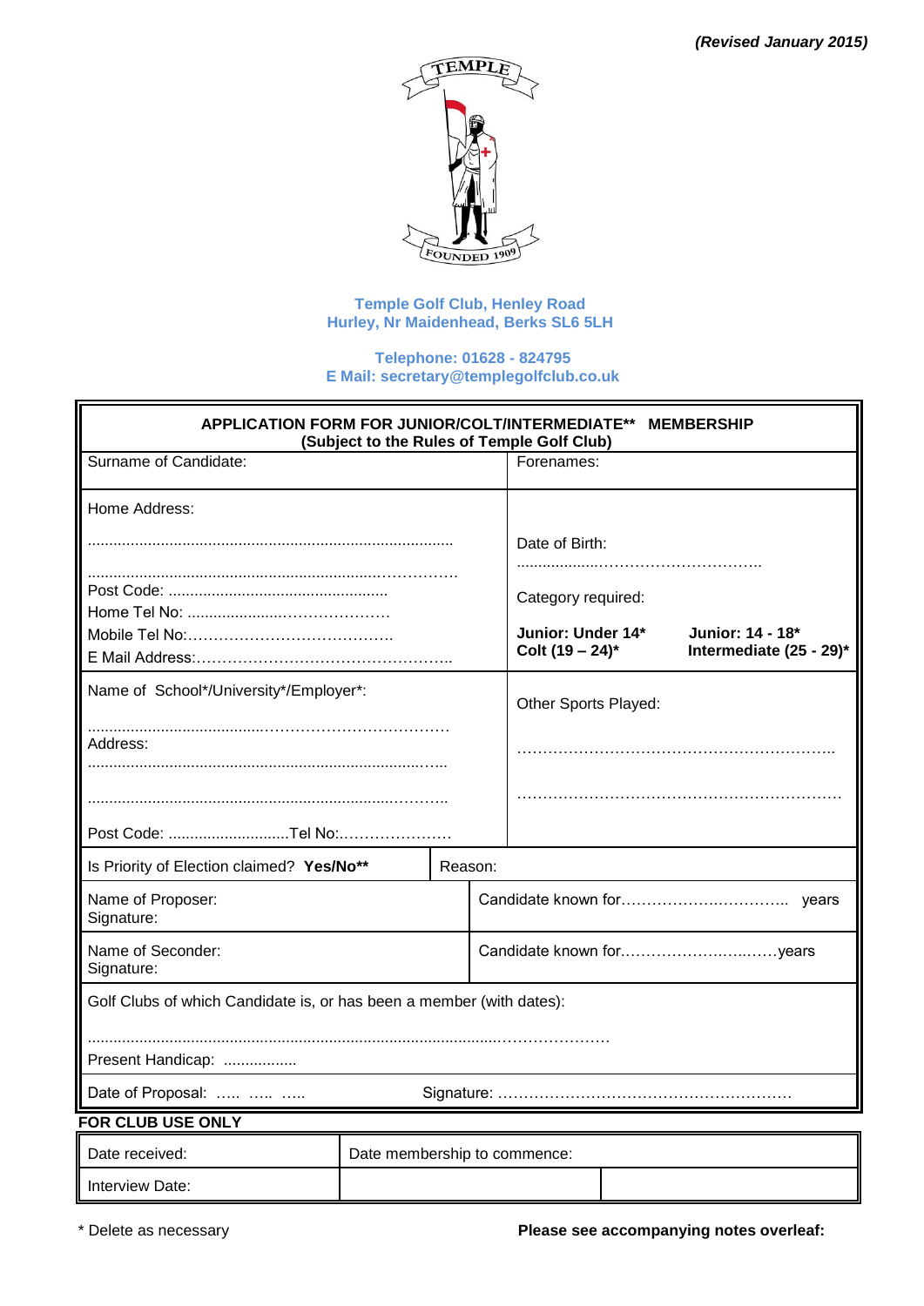*(Revised January 2015)*

**TEMPLE**

**FOUNDED 1909**

**Temple Golf Club, Henley Road**
**Hurley, Nr Maidenhead, Berks SL6 5LH**

**Telephone: 01628 - 824795**
**E Mail: secretary@templegolfclub.co.uk**

**APPLICATION FORM FOR JUNIOR/COLT/INTERMEDIATE\*\* MEMBERSHIP**
**(Subject to the Rules of Temple Golf Club)**

| | |
|---|---|
| Surname of Candidate: | Forenames: |
| Home Address:<br>....................................................................................<br>....................................................................................<br>Post Code: ....................................................<br>Home Tel No: ........................................<br>Mobile Tel No:.........................................<br>E Mail Address:................................................... | Date of Birth:<br>.................................................<br>Category required:<br>**Junior: Under 14\*** **Junior: 14 - 18\***<br>**Colt (19 – 24)\*** **Intermediate (25 - 29)\*** |
| Name of School\*/University\*/Employer\*:<br>....................................................................<br>Address:<br>....................................................................................<br>....................................................................................<br>Post Code: ............................Tel No:..................... | Other Sports Played:<br>..............................................................<br>.............................................................. |
| Is Priority of Election claimed? **Yes/No\*\*** | Reason: |
| Name of Proposer:<br>Signature: | Candidate known for.................................. years |
| Name of Seconder:<br>Signature: | Candidate known for...................................years |

Golf Clubs of which Candidate is, or has been a member (with dates):

....................................................................................................................

Present Handicap: .................

Date of Proposal: ..... ..... .....  Signature: ........................................................

**FOR CLUB USE ONLY**

| | | |
|---|---|---|
| Date received: | Date membership to commence: | |
| Interview Date: | | |

\* Delete as necessary

**Please see accompanying notes overleaf:**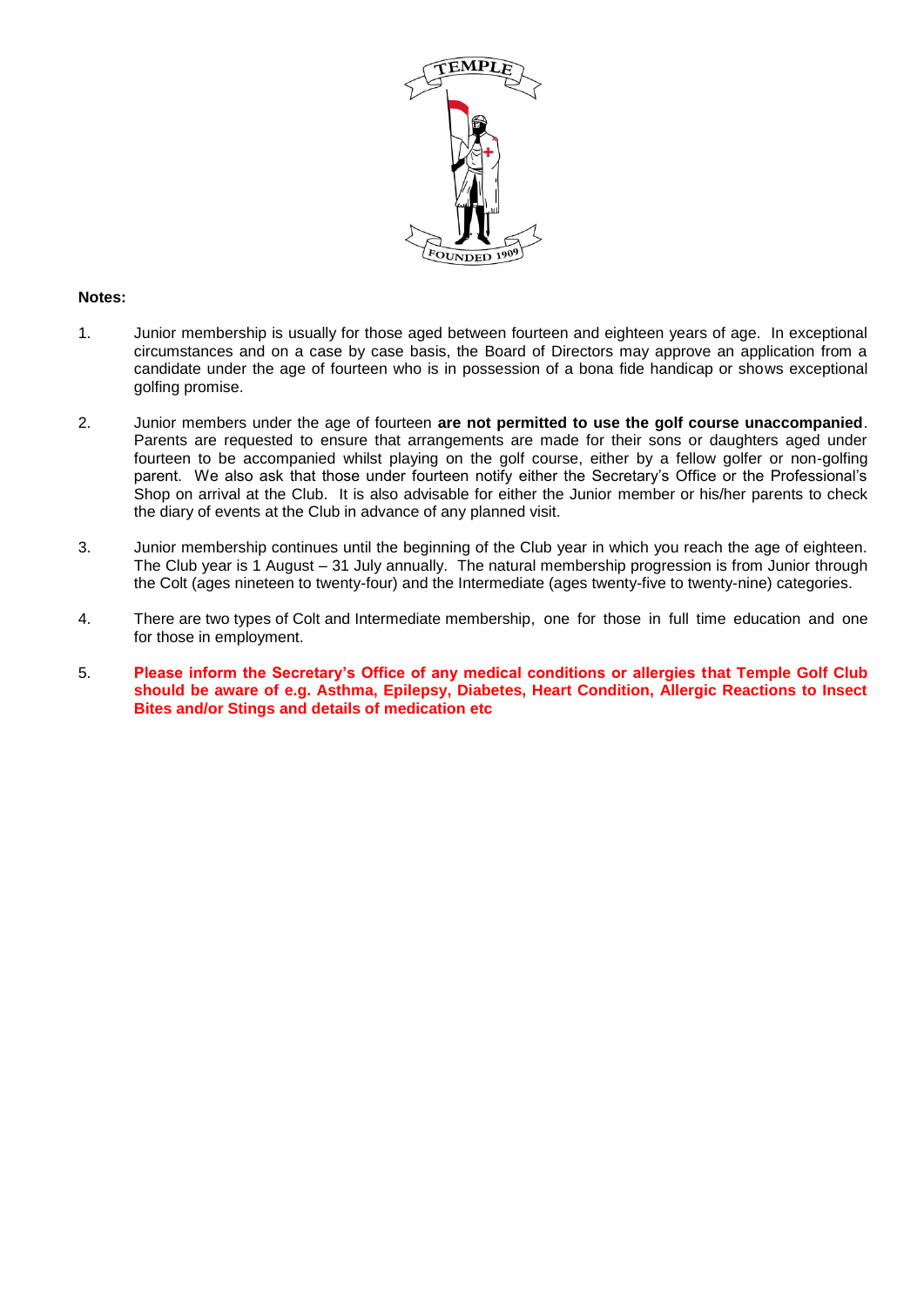**Notes:**

1. Junior membership is usually for those aged between fourteen and eighteen years of age. In exceptional circumstances and on a case by case basis, the Board of Directors may approve an application from a candidate under the age of fourteen who is in possession of a bona fide handicap or shows exceptional golfing promise.

2. Junior members under the age of fourteen **are not permitted to use the golf course unaccompanied**. Parents are requested to ensure that arrangements are made for their sons or daughters aged under fourteen to be accompanied whilst playing on the golf course, either by a fellow golfer or non-golfing parent. We also ask that those under fourteen notify either the Secretary's Office or the Professional's Shop on arrival at the Club. It is also advisable for either the Junior member or his/her parents to check the diary of events at the Club in advance of any planned visit.

3. Junior membership continues until the beginning of the Club year in which you reach the age of eighteen. The Club year is 1 August – 31 July annually. The natural membership progression is from Junior through the Colt (ages nineteen to twenty-four) and the Intermediate (ages twenty-five to twenty-nine) categories.

4. There are two types of Colt and Intermediate membership, one for those in full time education and one for those in employment.

5. **Please inform the Secretary's Office of any medical conditions or allergies that Temple Golf Club should be aware of e.g. Asthma, Epilepsy, Diabetes, Heart Condition, Allergic Reactions to Insect Bites and/or Stings and details of medication etc**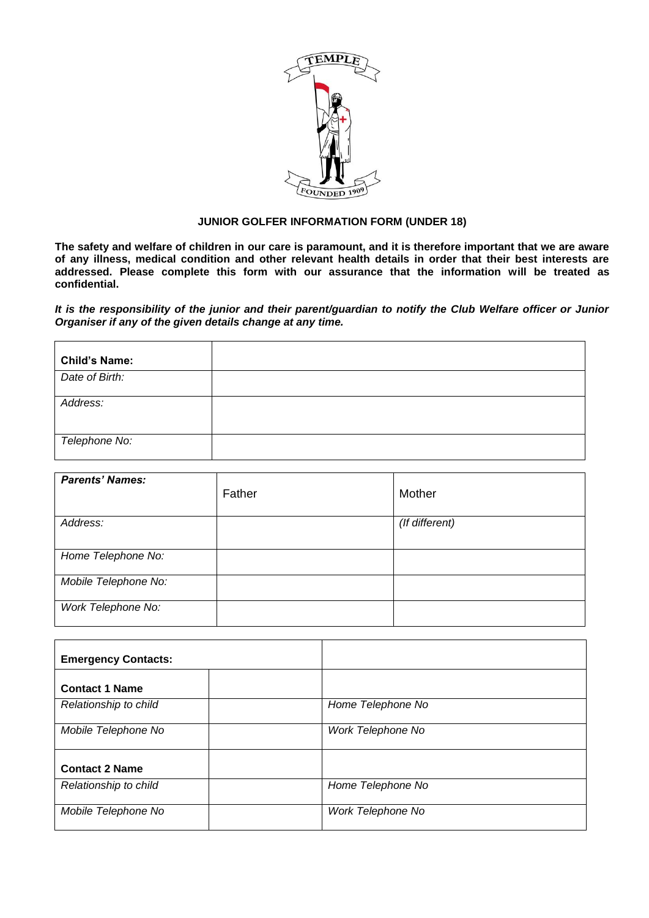TEMPLE

FOUNDED 1909

## JUNIOR GOLFER INFORMATION FORM (UNDER 18)

**The safety and welfare of children in our care is paramount, and it is therefore important that we are aware of any illness, medical condition and other relevant health details in order that their best interests are addressed. Please complete this form with our assurance that the information will be treated as confidential.**

***It is the responsibility of the junior and their parent/guardian to notify the Club Welfare officer or Junior Organiser if any of the given details change at any time.***

| **Child's Name:** | |
|---|---|
| *Date of Birth:* | |
| *Address:* | |
| *Telephone No:* | |

| ***Parents' Names:*** | Father | Mother |
|---|---|---|
| *Address:* | | *(If different)* |
| *Home Telephone No:* | | |
| *Mobile Telephone No:* | | |
| *Work Telephone No:* | | |

| **Emergency Contacts:** | | |
|---|---|---|
| **Contact 1 Name** | | |
| *Relationship to child* | | *Home Telephone No* |
| *Mobile Telephone No* | | *Work Telephone No* |
| **Contact 2 Name** | | |
| *Relationship to child* | | *Home Telephone No* |
| *Mobile Telephone No* | | *Work Telephone No* |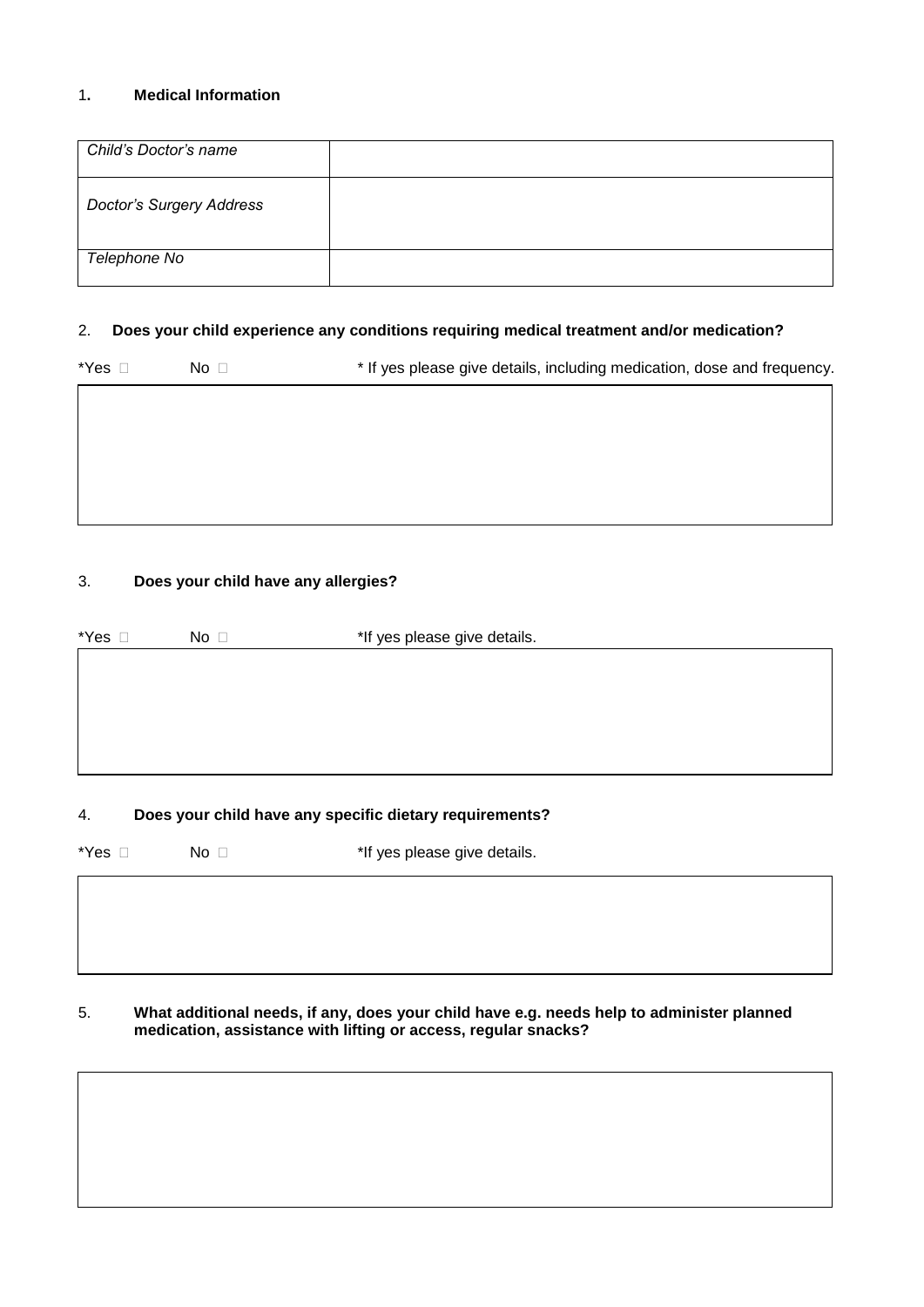1. **Medical Information**

| *Child's Doctor's name* | |
|---|---|
| *Doctor's Surgery Address* | |
| *Telephone No* | |

2. **Does your child experience any conditions requiring medical treatment and/or medication?**

*Yes ☐ No ☐ * If yes please give details, including medication, dose and frequency.

3. **Does your child have any allergies?**

*Yes ☐ No ☐ *If yes please give details.

4. **Does your child have any specific dietary requirements?**

*Yes ☐ No ☐ *If yes please give details.

5. **What additional needs, if any, does your child have e.g. needs help to administer planned medication, assistance with lifting or access, regular snacks?**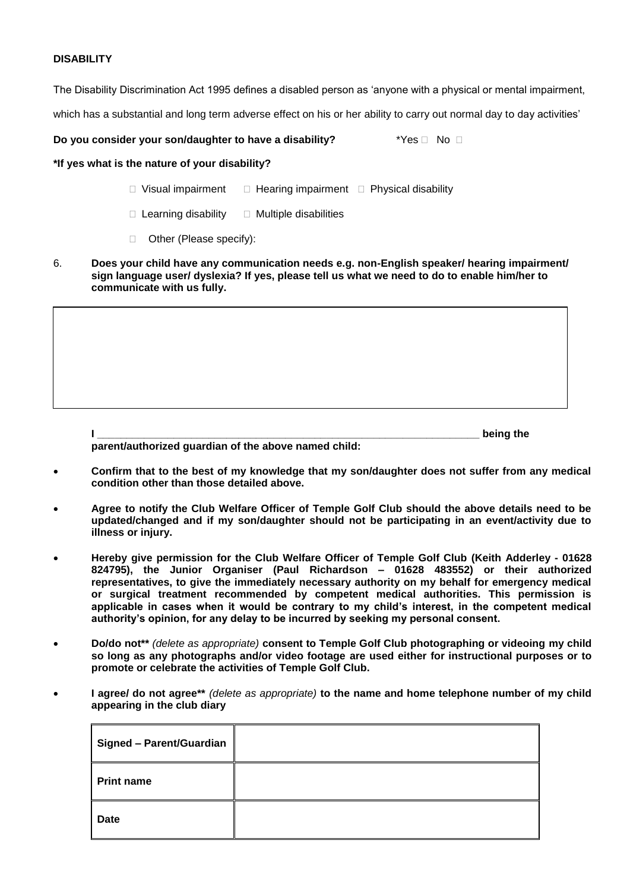**DISABILITY**

The Disability Discrimination Act 1995 defines a disabled person as 'anyone with a physical or mental impairment, which has a substantial and long term adverse effect on his or her ability to carry out normal day to day activities'

**Do you consider your son/daughter to have a disability?** *Yes ☐ No ☐

**\*If yes what is the nature of your disability?**

☐ Visual impairment ☐ Hearing impairment ☐ Physical disability

☐ Learning disability ☐ Multiple disabilities

☐ Other (Please specify):

6. **Does your child have any communication needs e.g. non-English speaker/ hearing impairment/ sign language user/ dyslexia? If yes, please tell us what we need to do to enable him/her to communicate with us fully.**

| |
|---|
| |

**I \_\_\_\_\_\_\_\_\_\_\_\_\_\_\_\_\_\_\_\_\_\_\_\_\_\_\_\_\_\_\_\_\_\_\_\_\_\_\_\_\_\_\_\_\_\_\_\_\_\_\_\_\_\_\_\_\_\_\_\_\_\_\_\_\_\_ being the parent/authorized guardian of the above named child:**

- **Confirm that to the best of my knowledge that my son/daughter does not suffer from any medical condition other than those detailed above.**
- **Agree to notify the Club Welfare Officer of Temple Golf Club should the above details need to be updated/changed and if my son/daughter should not be participating in an event/activity due to illness or injury.**
- **Hereby give permission for the Club Welfare Officer of Temple Golf Club (Keith Adderley - 01628 824795), the Junior Organiser (Paul Richardson – 01628 483552) or their authorized representatives, to give the immediately necessary authority on my behalf for emergency medical or surgical treatment recommended by competent medical authorities. This permission is applicable in cases when it would be contrary to my child's interest, in the competent medical authority's opinion, for any delay to be incurred by seeking my personal consent.**
- **Do/do not\*\*** *(delete as appropriate)* **consent to Temple Golf Club photographing or videoing my child so long as any photographs and/or video footage are used either for instructional purposes or to promote or celebrate the activities of Temple Golf Club.**
- **I agree/ do not agree\*\*** *(delete as appropriate)* **to the name and home telephone number of my child appearing in the club diary**

| | |
|---|---|
| **Signed – Parent/Guardian** | |
| **Print name** | |
| **Date** | |